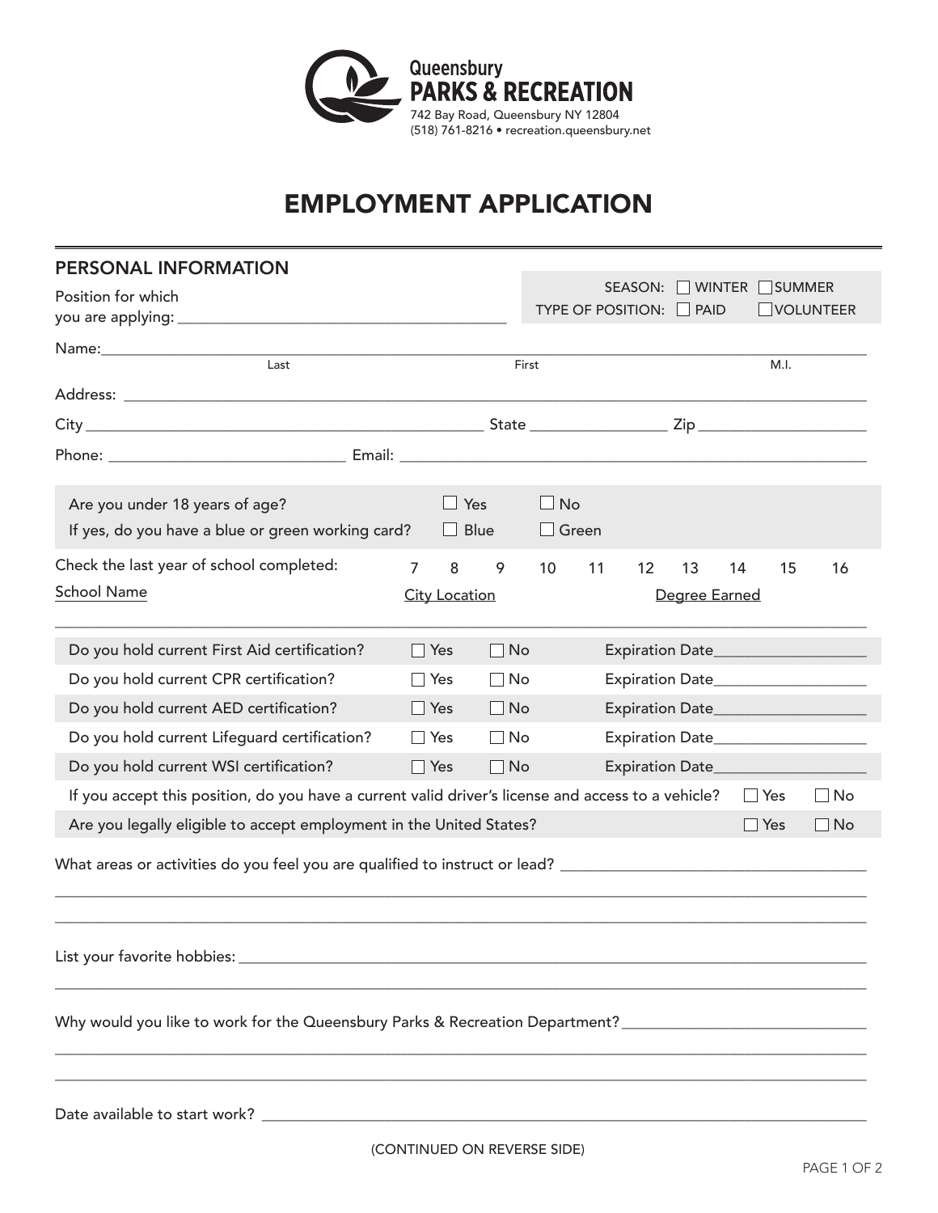Queensbury
**PARKS & RECREATION**
742 Bay Road, Queensbury NY 12804
(518) 761-8216 • recreation.queensbury.net

# EMPLOYMENT APPLICATION

## PERSONAL INFORMATION

Position for which you are applying: ________________________________________

SEASON: ☐ WINTER ☐ SUMMER
TYPE OF POSITION: ☐ PAID ☐ VOLUNTEER

Name: ____________________________________________________________________
Last First M.I.

Address: __________________________________________________________________

City ______________________________ State ________________ Zip ____________________

Phone: ____________________________ Email: ________________________________________

Are you under 18 years of age? ☐ Yes ☐ No
If yes, do you have a blue or green working card? ☐ Blue ☐ Green

Check the last year of school completed: 7 8 9 10 11 12 13 14 15 16

School Name City Location Degree Earned

______________________________________________________________________________

| | | | |
|---|---|---|---|
| Do you hold current First Aid certification? | ☐ Yes | ☐ No | Expiration Date__________________ |
| Do you hold current CPR certification? | ☐ Yes | ☐ No | Expiration Date__________________ |
| Do you hold current AED certification? | ☐ Yes | ☐ No | Expiration Date__________________ |
| Do you hold current Lifeguard certification? | ☐ Yes | ☐ No | Expiration Date__________________ |
| Do you hold current WSI certification? | ☐ Yes | ☐ No | Expiration Date__________________ |

If you accept this position, do you have a current valid driver's license and access to a vehicle? ☐ Yes ☐ No

Are you legally eligible to accept employment in the United States? ☐ Yes ☐ No

What areas or activities do you feel you are qualified to instruct or lead? ____________________________________

______________________________________________________________________________

______________________________________________________________________________

List your favorite hobbies: ____________________________________________________________

______________________________________________________________________________

Why would you like to work for the Queensbury Parks & Recreation Department? ______________________________

______________________________________________________________________________

______________________________________________________________________________

Date available to start work? ___________________________________________________________

(CONTINUED ON REVERSE SIDE)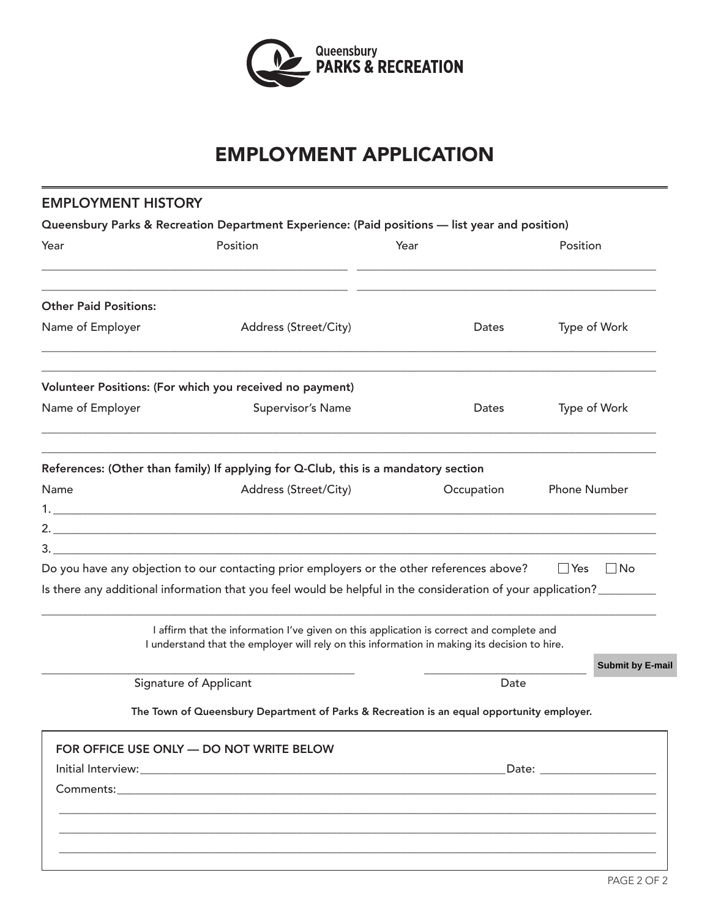Queensbury **PARKS & RECREATION**

# EMPLOYMENT APPLICATION

## EMPLOYMENT HISTORY

**Queensbury Parks & Recreation Department Experience: (Paid positions — list year and position)**

| Year | Position | Year | Position |
|---|---|---|---|
| | | | |
| | | | |

**Other Paid Positions:**

| Name of Employer | Address (Street/City) | Dates | Type of Work |
|---|---|---|---|
| | | | |
| | | | |

**Volunteer Positions: (For which you received no payment)**

| Name of Employer | Supervisor's Name | Dates | Type of Work |
|---|---|---|---|
| | | | |
| | | | |

**References: (Other than family) If applying for Q-Club, this is a mandatory section**

| Name | Address (Street/City) | Occupation | Phone Number |
|---|---|---|---|
| 1. | | | |
| 2. | | | |
| 3. | | | |

Do you have any objection to our contacting prior employers or the other references above? ☐ Yes ☐ No

Is there any additional information that you feel would be helpful in the consideration of your application? ____________

I affirm that the information I've given on this application is correct and complete and I understand that the employer will rely on this information in making its decision to hire.

Submit by E-mail

____________________ Signature of Applicant

____________________ Date

**The Town of Queensbury Department of Parks & Recreation is an equal opportunity employer.**

---

FOR OFFICE USE ONLY — DO NOT WRITE BELOW

Initial Interview: ____________________ Date: ____________

Comments: ____________________